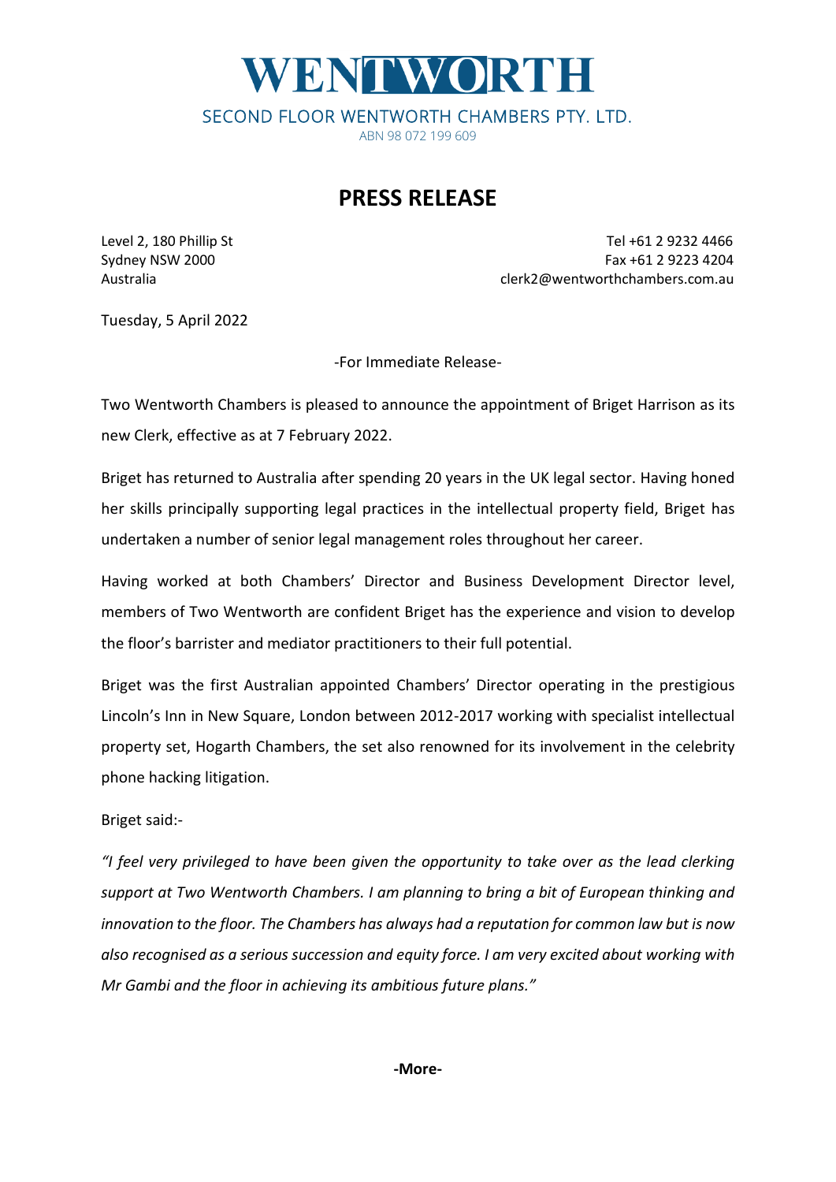# WENTWORTH

SECOND FLOOR WENTWORTH CHAMBERS PTY. LTD.

ABN 98 072 199 609

## PRESS RELEASE

Level 2, 180 Phillip St
Sydney NSW 2000
Australia

Tel +61 2 9232 4466
Fax +61 2 9223 4204
clerk2@wentworthchambers.com.au

Tuesday, 5 April 2022

-For Immediate Release-

Two Wentworth Chambers is pleased to announce the appointment of Briget Harrison as its new Clerk, effective as at 7 February 2022.

Briget has returned to Australia after spending 20 years in the UK legal sector. Having honed her skills principally supporting legal practices in the intellectual property field, Briget has undertaken a number of senior legal management roles throughout her career.

Having worked at both Chambers' Director and Business Development Director level, members of Two Wentworth are confident Briget has the experience and vision to develop the floor's barrister and mediator practitioners to their full potential.

Briget was the first Australian appointed Chambers' Director operating in the prestigious Lincoln's Inn in New Square, London between 2012-2017 working with specialist intellectual property set, Hogarth Chambers, the set also renowned for its involvement in the celebrity phone hacking litigation.

Briget said:-

*"I feel very privileged to have been given the opportunity to take over as the lead clerking support at Two Wentworth Chambers. I am planning to bring a bit of European thinking and innovation to the floor. The Chambers has always had a reputation for common law but is now also recognised as a serious succession and equity force. I am very excited about working with Mr Gambi and the floor in achieving its ambitious future plans."*

**-More-**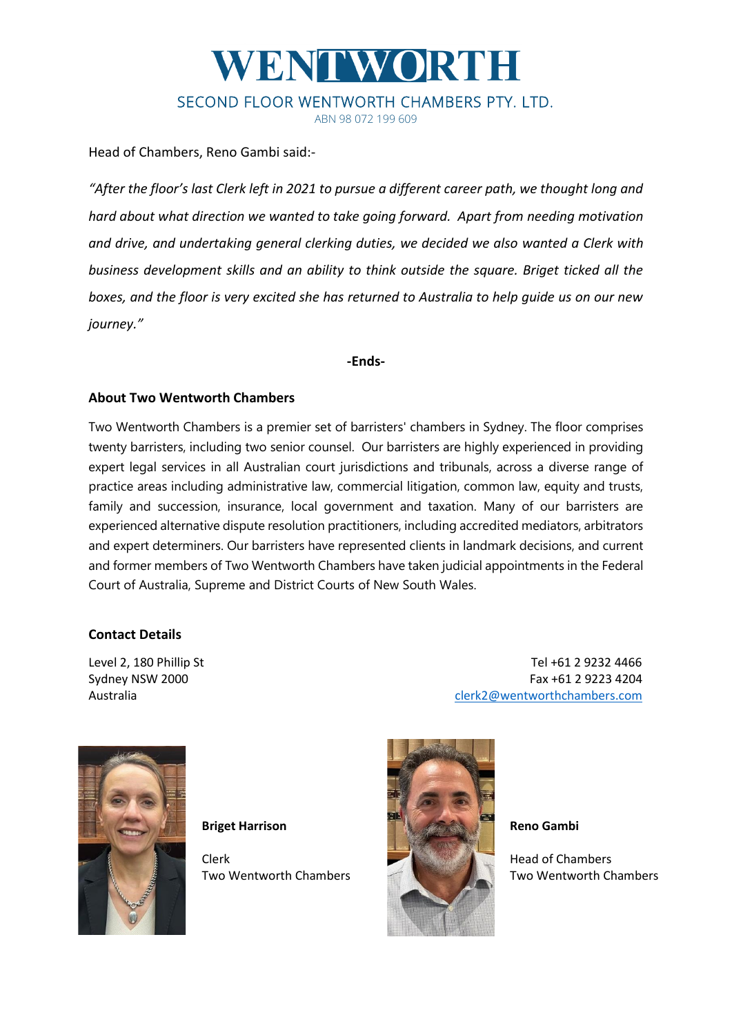# WENTWORTH

SECOND FLOOR WENTWORTH CHAMBERS PTY. LTD.

ABN 98 072 199 609

Head of Chambers, Reno Gambi said:-

*"After the floor's last Clerk left in 2021 to pursue a different career path, we thought long and hard about what direction we wanted to take going forward. Apart from needing motivation and drive, and undertaking general clerking duties, we decided we also wanted a Clerk with business development skills and an ability to think outside the square. Briget ticked all the boxes, and the floor is very excited she has returned to Australia to help guide us on our new journey."*

**-Ends-**

**About Two Wentworth Chambers**

Two Wentworth Chambers is a premier set of barristers' chambers in Sydney. The floor comprises twenty barristers, including two senior counsel. Our barristers are highly experienced in providing expert legal services in all Australian court jurisdictions and tribunals, across a diverse range of practice areas including administrative law, commercial litigation, common law, equity and trusts, family and succession, insurance, local government and taxation. Many of our barristers are experienced alternative dispute resolution practitioners, including accredited mediators, arbitrators and expert determiners. Our barristers have represented clients in landmark decisions, and current and former members of Two Wentworth Chambers have taken judicial appointments in the Federal Court of Australia, Supreme and District Courts of New South Wales.

**Contact Details**

Level 2, 180 Phillip St
Sydney NSW 2000
Australia

Tel +61 2 9232 4466
Fax +61 2 9223 4204
clerk2@wentworthchambers.com

**Briget Harrison**

Clerk
Two Wentworth Chambers

**Reno Gambi**

Head of Chambers
Two Wentworth Chambers